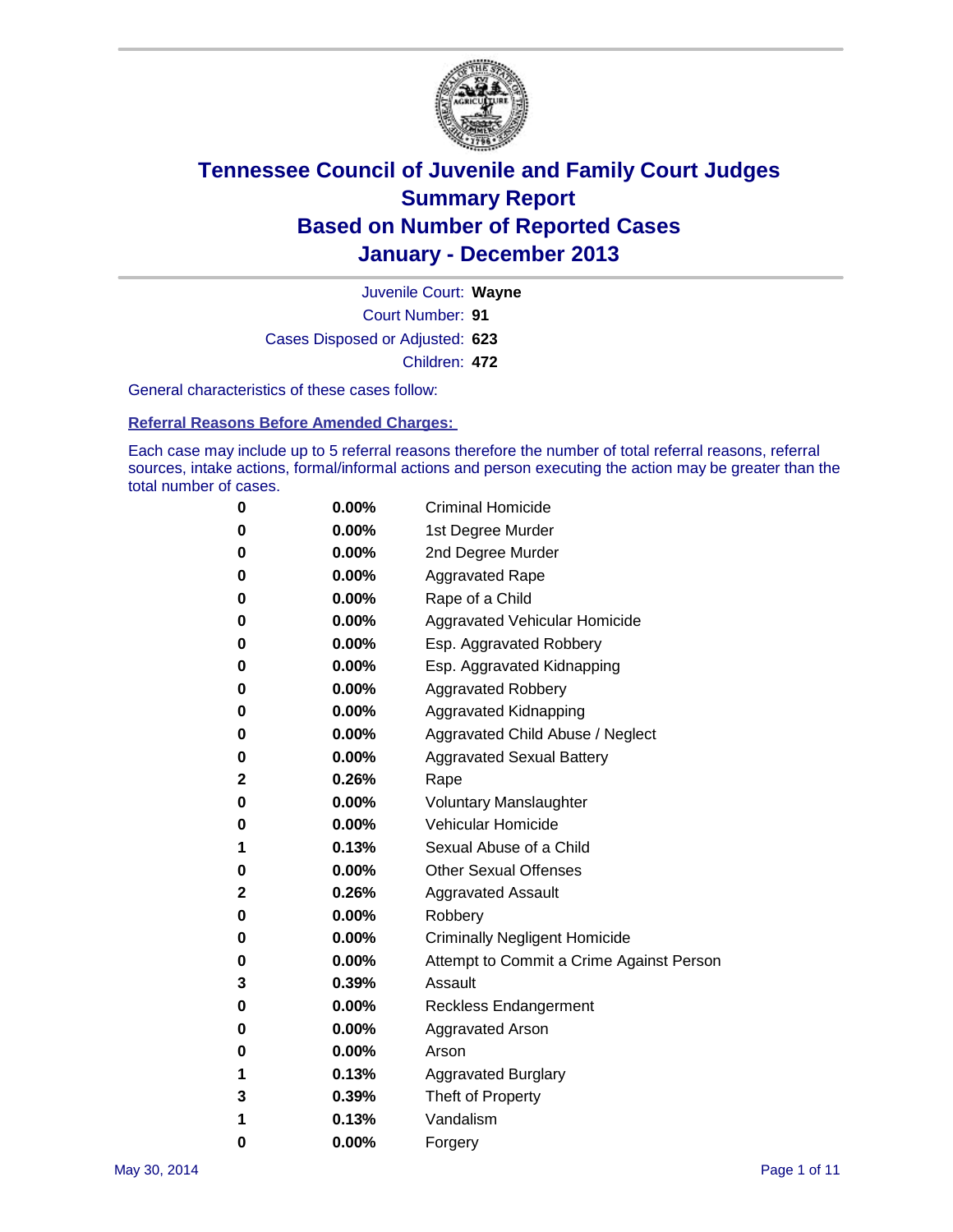# Tennessee Council of Juvenile and Family Court Judges
# Summary Report
# Based on Number of Reported Cases
# January - December 2013

Juvenile Court: **Wayne**

Court Number: **91**

Cases Disposed or Adjusted: **623**

Children: **472**

General characteristics of these cases follow:

**Referral Reasons Before Amended Charges:**

Each case may include up to 5 referral reasons therefore the number of total referral reasons, referral sources, intake actions, formal/informal actions and person executing the action may be greater than the total number of cases.

| | | |
|---|---|---|
| 0 | 0.00% | Criminal Homicide |
| 0 | 0.00% | 1st Degree Murder |
| 0 | 0.00% | 2nd Degree Murder |
| 0 | 0.00% | Aggravated Rape |
| 0 | 0.00% | Rape of a Child |
| 0 | 0.00% | Aggravated Vehicular Homicide |
| 0 | 0.00% | Esp. Aggravated Robbery |
| 0 | 0.00% | Esp. Aggravated Kidnapping |
| 0 | 0.00% | Aggravated Robbery |
| 0 | 0.00% | Aggravated Kidnapping |
| 0 | 0.00% | Aggravated Child Abuse / Neglect |
| 0 | 0.00% | Aggravated Sexual Battery |
| 2 | 0.26% | Rape |
| 0 | 0.00% | Voluntary Manslaughter |
| 0 | 0.00% | Vehicular Homicide |
| 1 | 0.13% | Sexual Abuse of a Child |
| 0 | 0.00% | Other Sexual Offenses |
| 2 | 0.26% | Aggravated Assault |
| 0 | 0.00% | Robbery |
| 0 | 0.00% | Criminally Negligent Homicide |
| 0 | 0.00% | Attempt to Commit a Crime Against Person |
| 3 | 0.39% | Assault |
| 0 | 0.00% | Reckless Endangerment |
| 0 | 0.00% | Aggravated Arson |
| 0 | 0.00% | Arson |
| 1 | 0.13% | Aggravated Burglary |
| 3 | 0.39% | Theft of Property |
| 1 | 0.13% | Vandalism |
| 0 | 0.00% | Forgery |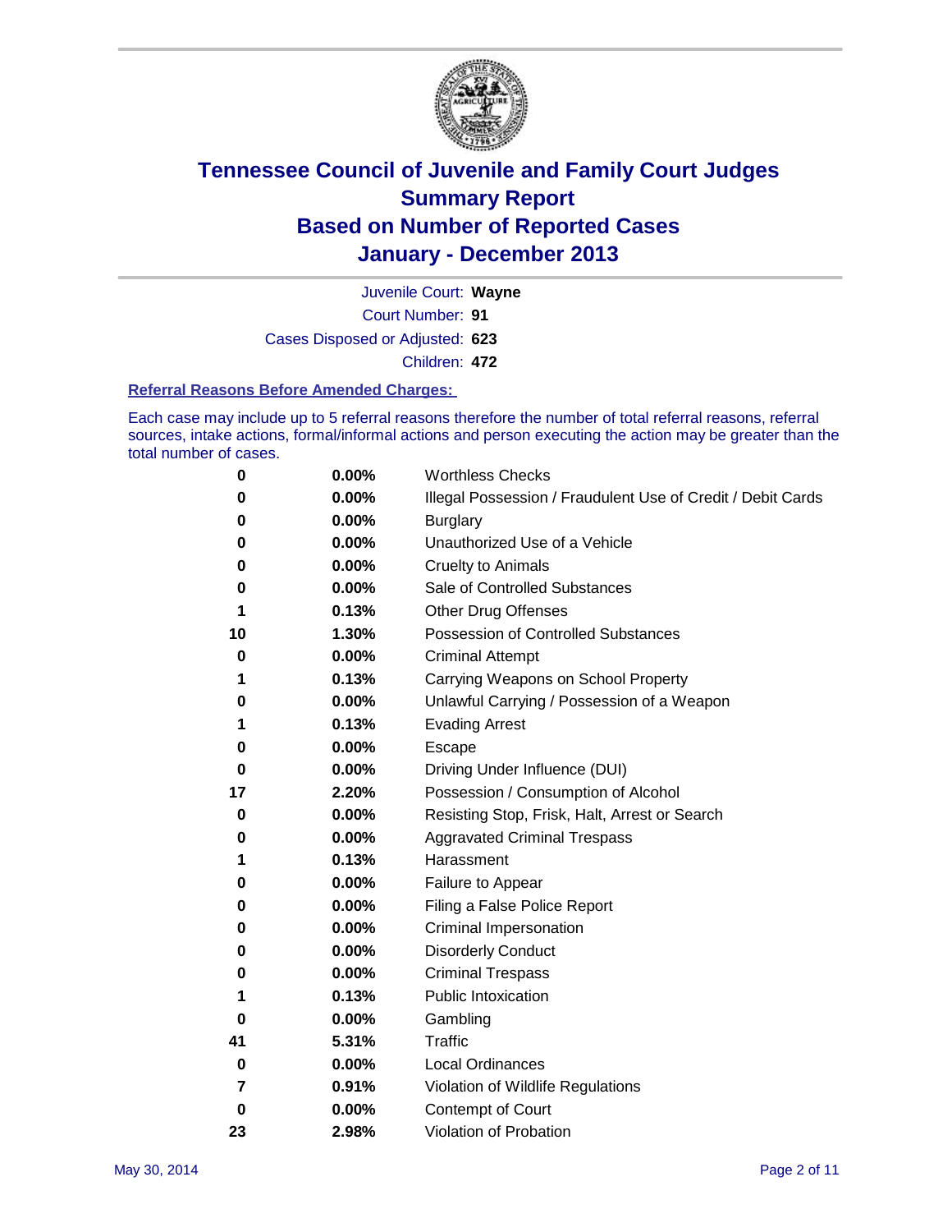# Tennessee Council of Juvenile and Family Court Judges
## Summary Report
## Based on Number of Reported Cases
## January - December 2013

Juvenile Court: **Wayne**

Court Number: **91**

Cases Disposed or Adjusted: **623**

Children: **472**

### Referral Reasons Before Amended Charges:

Each case may include up to 5 referral reasons therefore the number of total referral reasons, referral sources, intake actions, formal/informal actions and person executing the action may be greater than the total number of cases.

| Count | Percent | Referral Reason |
|---|---|---|
| 0 | 0.00% | Worthless Checks |
| 0 | 0.00% | Illegal Possession / Fraudulent Use of Credit / Debit Cards |
| 0 | 0.00% | Burglary |
| 0 | 0.00% | Unauthorized Use of a Vehicle |
| 0 | 0.00% | Cruelty to Animals |
| 0 | 0.00% | Sale of Controlled Substances |
| 1 | 0.13% | Other Drug Offenses |
| 10 | 1.30% | Possession of Controlled Substances |
| 0 | 0.00% | Criminal Attempt |
| 1 | 0.13% | Carrying Weapons on School Property |
| 0 | 0.00% | Unlawful Carrying / Possession of a Weapon |
| 1 | 0.13% | Evading Arrest |
| 0 | 0.00% | Escape |
| 0 | 0.00% | Driving Under Influence (DUI) |
| 17 | 2.20% | Possession / Consumption of Alcohol |
| 0 | 0.00% | Resisting Stop, Frisk, Halt, Arrest or Search |
| 0 | 0.00% | Aggravated Criminal Trespass |
| 1 | 0.13% | Harassment |
| 0 | 0.00% | Failure to Appear |
| 0 | 0.00% | Filing a False Police Report |
| 0 | 0.00% | Criminal Impersonation |
| 0 | 0.00% | Disorderly Conduct |
| 0 | 0.00% | Criminal Trespass |
| 1 | 0.13% | Public Intoxication |
| 0 | 0.00% | Gambling |
| 41 | 5.31% | Traffic |
| 0 | 0.00% | Local Ordinances |
| 7 | 0.91% | Violation of Wildlife Regulations |
| 0 | 0.00% | Contempt of Court |
| 23 | 2.98% | Violation of Probation |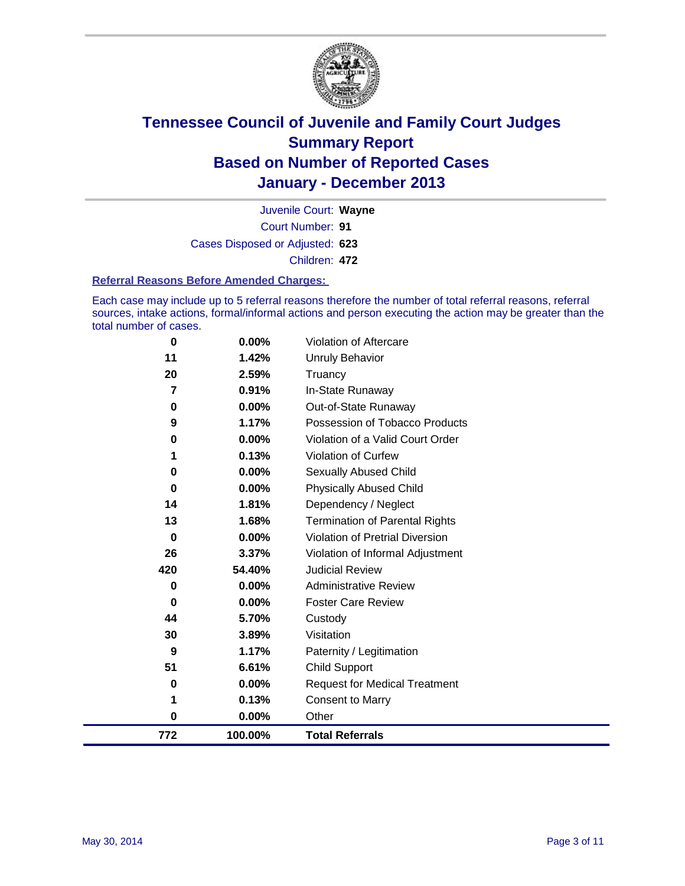# Tennessee Council of Juvenile and Family Court Judges
## Summary Report
## Based on Number of Reported Cases
## January - December 2013

Juvenile Court: **Wayne**

Court Number: **91**

Cases Disposed or Adjusted: **623**

Children: **472**

### Referral Reasons Before Amended Charges:

Each case may include up to 5 referral reasons therefore the number of total referral reasons, referral sources, intake actions, formal/informal actions and person executing the action may be greater than the total number of cases.

| | | |
|---|---|---|
| 0 | 0.00% | Violation of Aftercare |
| 11 | 1.42% | Unruly Behavior |
| 20 | 2.59% | Truancy |
| 7 | 0.91% | In-State Runaway |
| 0 | 0.00% | Out-of-State Runaway |
| 9 | 1.17% | Possession of Tobacco Products |
| 0 | 0.00% | Violation of a Valid Court Order |
| 1 | 0.13% | Violation of Curfew |
| 0 | 0.00% | Sexually Abused Child |
| 0 | 0.00% | Physically Abused Child |
| 14 | 1.81% | Dependency / Neglect |
| 13 | 1.68% | Termination of Parental Rights |
| 0 | 0.00% | Violation of Pretrial Diversion |
| 26 | 3.37% | Violation of Informal Adjustment |
| 420 | 54.40% | Judicial Review |
| 0 | 0.00% | Administrative Review |
| 0 | 0.00% | Foster Care Review |
| 44 | 5.70% | Custody |
| 30 | 3.89% | Visitation |
| 9 | 1.17% | Paternity / Legitimation |
| 51 | 6.61% | Child Support |
| 0 | 0.00% | Request for Medical Treatment |
| 1 | 0.13% | Consent to Marry |
| 0 | 0.00% | Other |
| **772** | **100.00%** | **Total Referrals** |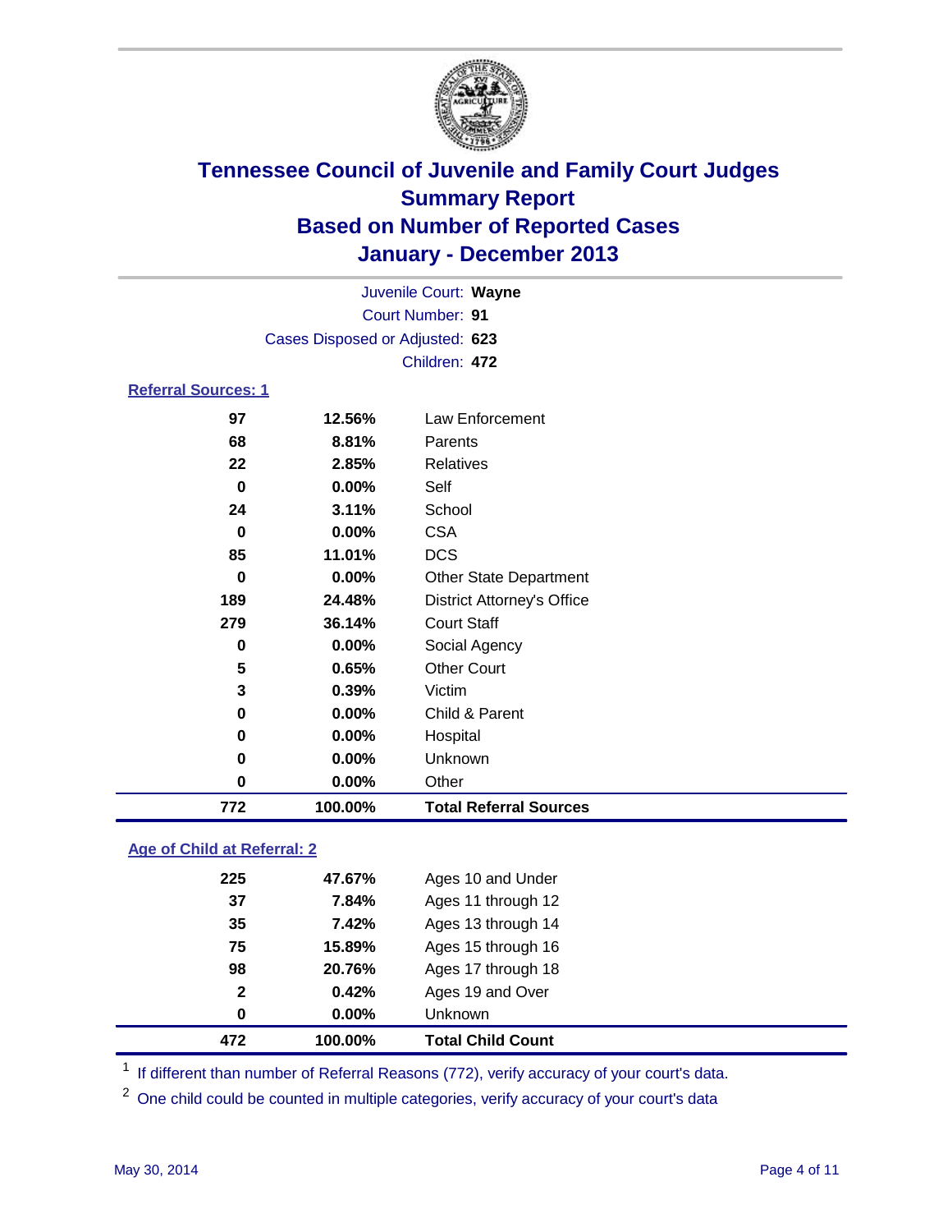# Tennessee Council of Juvenile and Family Court Judges
## Summary Report
## Based on Number of Reported Cases
## January - December 2013

Juvenile Court: **Wayne**
Court Number: **91**
Cases Disposed or Adjusted: **623**
Children: **472**

### Referral Sources: 1

| Count | Percent | Source |
|---|---|---|
| 97 | 12.56% | Law Enforcement |
| 68 | 8.81% | Parents |
| 22 | 2.85% | Relatives |
| 0 | 0.00% | Self |
| 24 | 3.11% | School |
| 0 | 0.00% | CSA |
| 85 | 11.01% | DCS |
| 0 | 0.00% | Other State Department |
| 189 | 24.48% | District Attorney's Office |
| 279 | 36.14% | Court Staff |
| 0 | 0.00% | Social Agency |
| 5 | 0.65% | Other Court |
| 3 | 0.39% | Victim |
| 0 | 0.00% | Child & Parent |
| 0 | 0.00% | Hospital |
| 0 | 0.00% | Unknown |
| 0 | 0.00% | Other |
| **772** | **100.00%** | **Total Referral Sources** |

### Age of Child at Referral: 2

| Count | Percent | Age |
|---|---|---|
| 225 | 47.67% | Ages 10 and Under |
| 37 | 7.84% | Ages 11 through 12 |
| 35 | 7.42% | Ages 13 through 14 |
| 75 | 15.89% | Ages 15 through 16 |
| 98 | 20.76% | Ages 17 through 18 |
| 2 | 0.42% | Ages 19 and Over |
| 0 | 0.00% | Unknown |
| **472** | **100.00%** | **Total Child Count** |

[1] If different than number of Referral Reasons (772), verify accuracy of your court's data.

[2] One child could be counted in multiple categories, verify accuracy of your court's data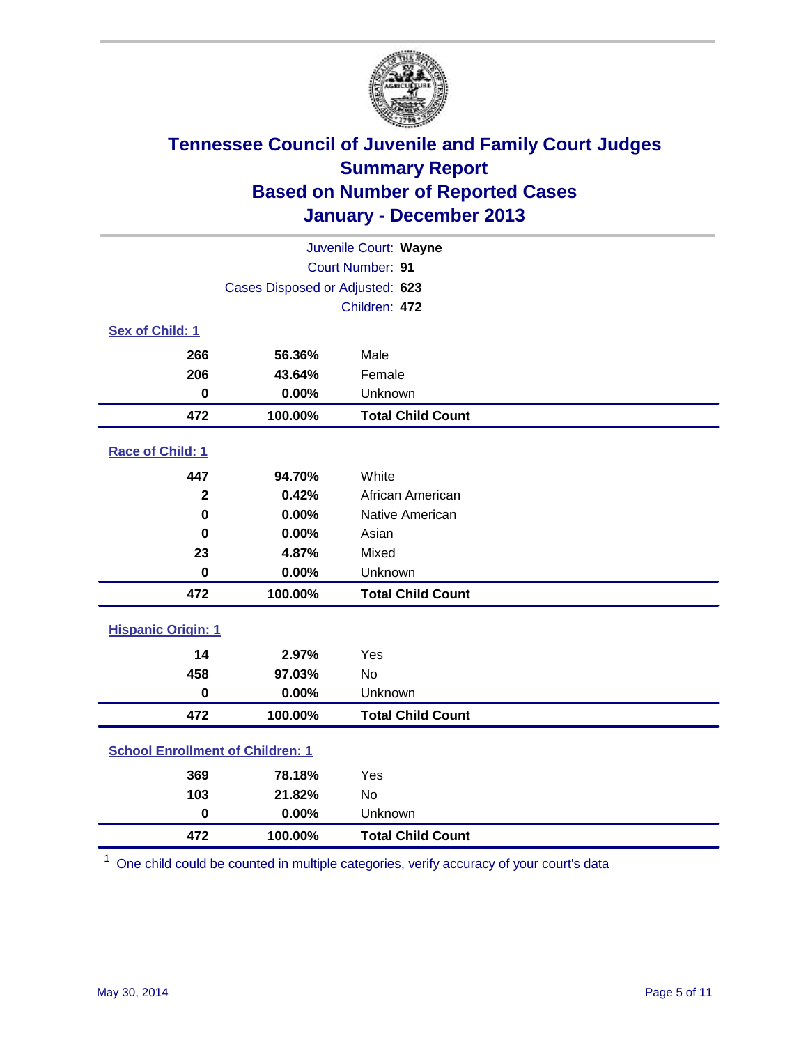# Tennessee Council of Juvenile and Family Court Judges
## Summary Report
## Based on Number of Reported Cases
## January - December 2013

Juvenile Court: **Wayne**
Court Number: **91**
Cases Disposed or Adjusted: **623**
Children: **472**

### Sex of Child: 1

| | | |
|---|---|---|
| **266** | **56.36%** | Male |
| **206** | **43.64%** | Female |
| **0** | **0.00%** | Unknown |
| **472** | **100.00%** | **Total Child Count** |

### Race of Child: 1

| | | |
|---|---|---|
| **447** | **94.70%** | White |
| **2** | **0.42%** | African American |
| **0** | **0.00%** | Native American |
| **0** | **0.00%** | Asian |
| **23** | **4.87%** | Mixed |
| **0** | **0.00%** | Unknown |
| **472** | **100.00%** | **Total Child Count** |

### Hispanic Origin: 1

| | | |
|---|---|---|
| **14** | **2.97%** | Yes |
| **458** | **97.03%** | No |
| **0** | **0.00%** | Unknown |
| **472** | **100.00%** | **Total Child Count** |

### School Enrollment of Children: 1

| | | |
|---|---|---|
| **369** | **78.18%** | Yes |
| **103** | **21.82%** | No |
| **0** | **0.00%** | Unknown |
| **472** | **100.00%** | **Total Child Count** |

[1] One child could be counted in multiple categories, verify accuracy of your court's data

May 30, 2014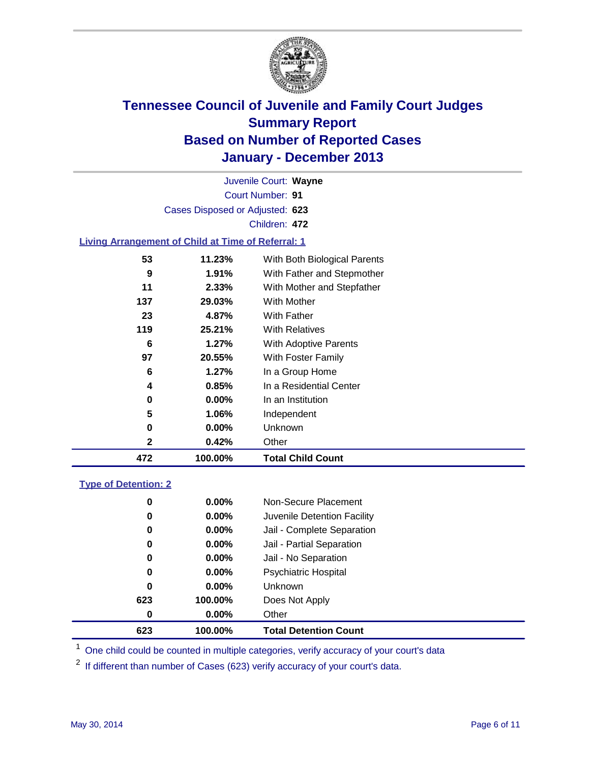# Tennessee Council of Juvenile and Family Court Judges
## Summary Report
## Based on Number of Reported Cases
## January - December 2013

Juvenile Court: **Wayne**
Court Number: **91**
Cases Disposed or Adjusted: **623**
Children: **472**

### Living Arrangement of Child at Time of Referral: 1

| Count | Percent | Category |
|---|---|---|
| 53 | 11.23% | With Both Biological Parents |
| 9 | 1.91% | With Father and Stepmother |
| 11 | 2.33% | With Mother and Stepfather |
| 137 | 29.03% | With Mother |
| 23 | 4.87% | With Father |
| 119 | 25.21% | With Relatives |
| 6 | 1.27% | With Adoptive Parents |
| 97 | 20.55% | With Foster Family |
| 6 | 1.27% | In a Group Home |
| 4 | 0.85% | In a Residential Center |
| 0 | 0.00% | In an Institution |
| 5 | 1.06% | Independent |
| 0 | 0.00% | Unknown |
| 2 | 0.42% | Other |
| **472** | **100.00%** | **Total Child Count** |

### Type of Detention: 2

| Count | Percent | Category |
|---|---|---|
| 0 | 0.00% | Non-Secure Placement |
| 0 | 0.00% | Juvenile Detention Facility |
| 0 | 0.00% | Jail - Complete Separation |
| 0 | 0.00% | Jail - Partial Separation |
| 0 | 0.00% | Jail - No Separation |
| 0 | 0.00% | Psychiatric Hospital |
| 0 | 0.00% | Unknown |
| 623 | 100.00% | Does Not Apply |
| 0 | 0.00% | Other |
| **623** | **100.00%** | **Total Detention Count** |

[1] One child could be counted in multiple categories, verify accuracy of your court's data

[2] If different than number of Cases (623) verify accuracy of your court's data.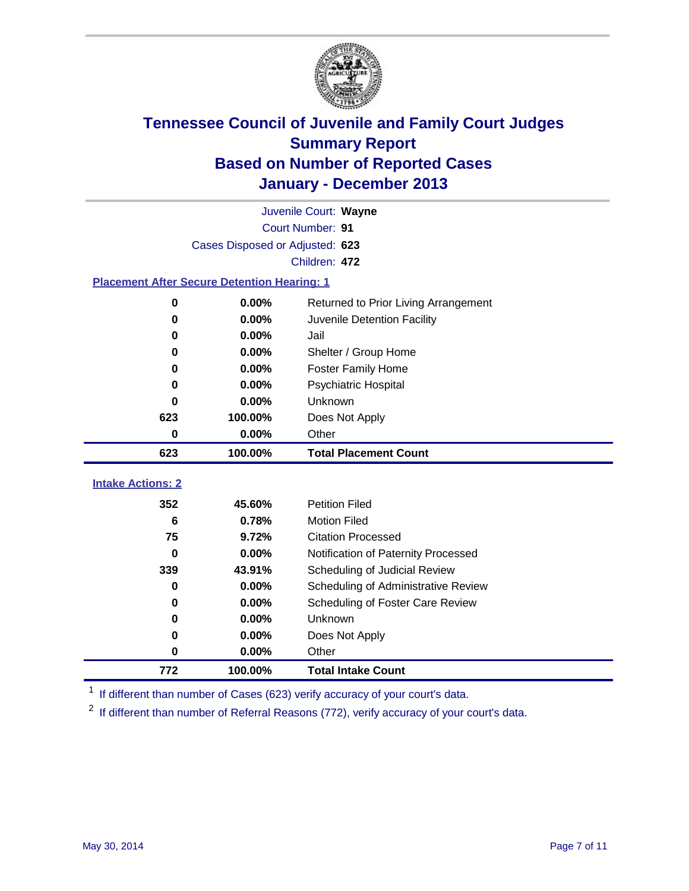# Tennessee Council of Juvenile and Family Court Judges
## Summary Report
## Based on Number of Reported Cases
## January - December 2013

Juvenile Court: **Wayne**

Court Number: **91**

Cases Disposed or Adjusted: **623**

Children: **472**

### Placement After Secure Detention Hearing: 1

| Count | Percent | Placement |
|---|---|---|
| 0 | 0.00% | Returned to Prior Living Arrangement |
| 0 | 0.00% | Juvenile Detention Facility |
| 0 | 0.00% | Jail |
| 0 | 0.00% | Shelter / Group Home |
| 0 | 0.00% | Foster Family Home |
| 0 | 0.00% | Psychiatric Hospital |
| 0 | 0.00% | Unknown |
| 623 | 100.00% | Does Not Apply |
| 0 | 0.00% | Other |
| **623** | **100.00%** | **Total Placement Count** |

### Intake Actions: 2

| Count | Percent | Intake Action |
|---|---|---|
| 352 | 45.60% | Petition Filed |
| 6 | 0.78% | Motion Filed |
| 75 | 9.72% | Citation Processed |
| 0 | 0.00% | Notification of Paternity Processed |
| 339 | 43.91% | Scheduling of Judicial Review |
| 0 | 0.00% | Scheduling of Administrative Review |
| 0 | 0.00% | Scheduling of Foster Care Review |
| 0 | 0.00% | Unknown |
| 0 | 0.00% | Does Not Apply |
| 0 | 0.00% | Other |
| **772** | **100.00%** | **Total Intake Count** |

[1] If different than number of Cases (623) verify accuracy of your court's data.

[2] If different than number of Referral Reasons (772), verify accuracy of your court's data.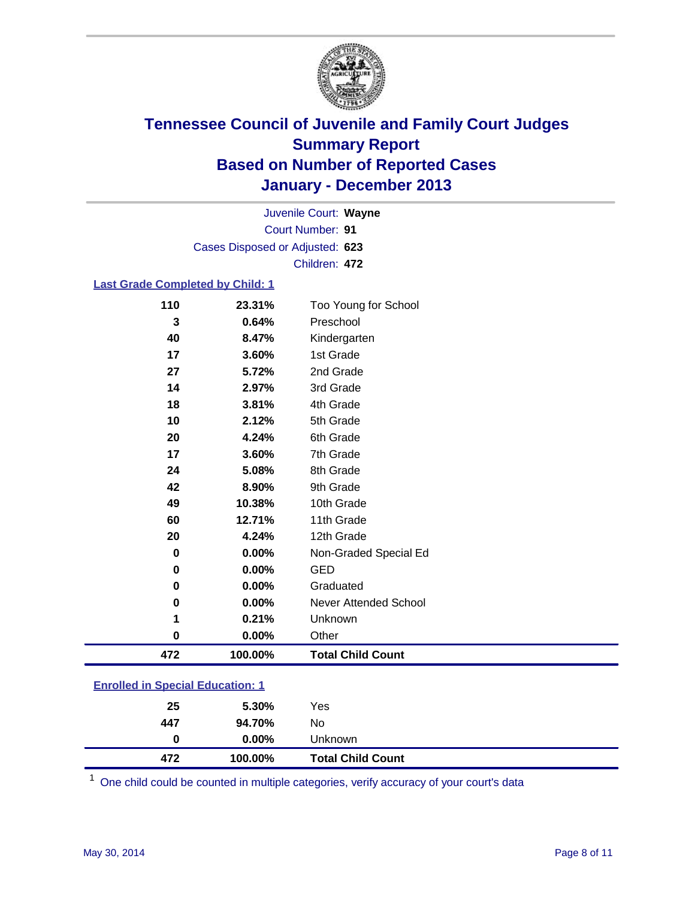# Tennessee Council of Juvenile and Family Court Judges
## Summary Report
## Based on Number of Reported Cases
## January - December 2013

Juvenile Court: **Wayne**
Court Number: **91**
Cases Disposed or Adjusted: **623**
Children: **472**

### Last Grade Completed by Child: 1

| | | |
|---|---|---|
| 110 | 23.31% | Too Young for School |
| 3 | 0.64% | Preschool |
| 40 | 8.47% | Kindergarten |
| 17 | 3.60% | 1st Grade |
| 27 | 5.72% | 2nd Grade |
| 14 | 2.97% | 3rd Grade |
| 18 | 3.81% | 4th Grade |
| 10 | 2.12% | 5th Grade |
| 20 | 4.24% | 6th Grade |
| 17 | 3.60% | 7th Grade |
| 24 | 5.08% | 8th Grade |
| 42 | 8.90% | 9th Grade |
| 49 | 10.38% | 10th Grade |
| 60 | 12.71% | 11th Grade |
| 20 | 4.24% | 12th Grade |
| 0 | 0.00% | Non-Graded Special Ed |
| 0 | 0.00% | GED |
| 0 | 0.00% | Graduated |
| 0 | 0.00% | Never Attended School |
| 1 | 0.21% | Unknown |
| 0 | 0.00% | Other |
| **472** | **100.00%** | **Total Child Count** |

### Enrolled in Special Education: 1

| | | |
|---|---|---|
| 25 | 5.30% | Yes |
| 447 | 94.70% | No |
| 0 | 0.00% | Unknown |
| **472** | **100.00%** | **Total Child Count** |

[1] One child could be counted in multiple categories, verify accuracy of your court's data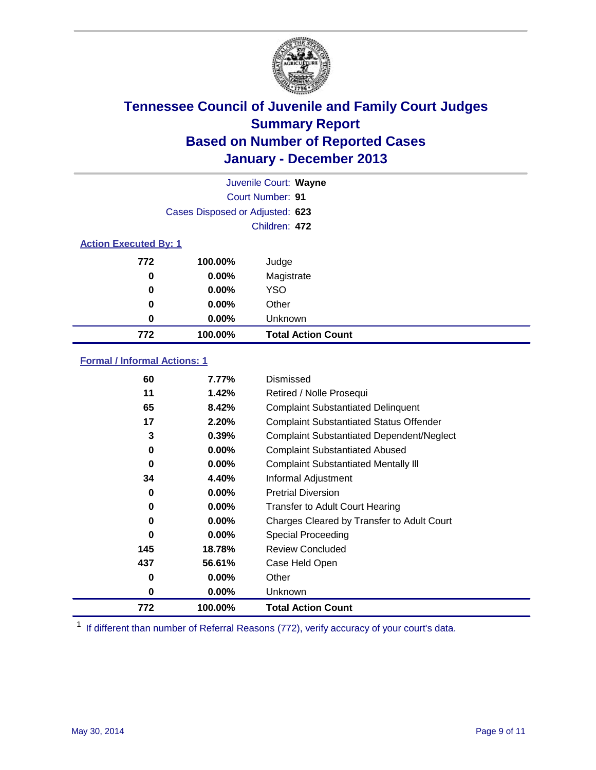# Tennessee Council of Juvenile and Family Court Judges
## Summary Report
## Based on Number of Reported Cases
## January - December 2013

Juvenile Court: **Wayne**
Court Number: **91**
Cases Disposed or Adjusted: **623**
Children: **472**

### Action Executed By: 1

| Count | Percent | Action |
|---|---|---|
| 772 | 100.00% | Judge |
| 0 | 0.00% | Magistrate |
| 0 | 0.00% | YSO |
| 0 | 0.00% | Other |
| 0 | 0.00% | Unknown |
| **772** | **100.00%** | **Total Action Count** |

### Formal / Informal Actions: 1

| Count | Percent | Action |
|---|---|---|
| 60 | 7.77% | Dismissed |
| 11 | 1.42% | Retired / Nolle Prosequi |
| 65 | 8.42% | Complaint Substantiated Delinquent |
| 17 | 2.20% | Complaint Substantiated Status Offender |
| 3 | 0.39% | Complaint Substantiated Dependent/Neglect |
| 0 | 0.00% | Complaint Substantiated Abused |
| 0 | 0.00% | Complaint Substantiated Mentally Ill |
| 34 | 4.40% | Informal Adjustment |
| 0 | 0.00% | Pretrial Diversion |
| 0 | 0.00% | Transfer to Adult Court Hearing |
| 0 | 0.00% | Charges Cleared by Transfer to Adult Court |
| 0 | 0.00% | Special Proceeding |
| 145 | 18.78% | Review Concluded |
| 437 | 56.61% | Case Held Open |
| 0 | 0.00% | Other |
| 0 | 0.00% | Unknown |
| **772** | **100.00%** | **Total Action Count** |

[1] If different than number of Referral Reasons (772), verify accuracy of your court's data.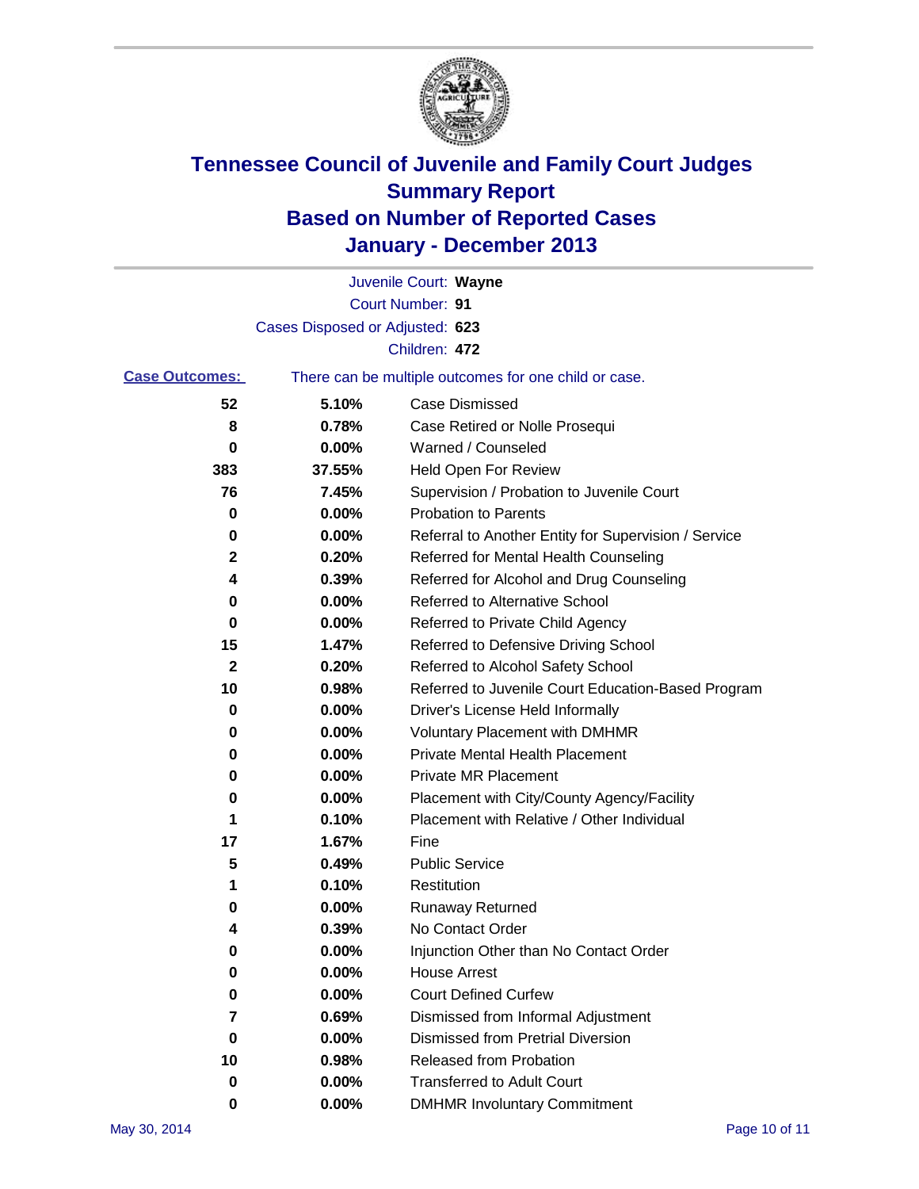# Tennessee Council of Juvenile and Family Court Judges
## Summary Report
## Based on Number of Reported Cases
## January - December 2013

Juvenile Court: **Wayne**

Court Number: **91**

Cases Disposed or Adjusted: **623**

Children: **472**

**Case Outcomes:** There can be multiple outcomes for one child or case.

| | | |
|---|---|---|
| 52 | 5.10% | Case Dismissed |
| 8 | 0.78% | Case Retired or Nolle Prosequi |
| 0 | 0.00% | Warned / Counseled |
| 383 | 37.55% | Held Open For Review |
| 76 | 7.45% | Supervision / Probation to Juvenile Court |
| 0 | 0.00% | Probation to Parents |
| 0 | 0.00% | Referral to Another Entity for Supervision / Service |
| 2 | 0.20% | Referred for Mental Health Counseling |
| 4 | 0.39% | Referred for Alcohol and Drug Counseling |
| 0 | 0.00% | Referred to Alternative School |
| 0 | 0.00% | Referred to Private Child Agency |
| 15 | 1.47% | Referred to Defensive Driving School |
| 2 | 0.20% | Referred to Alcohol Safety School |
| 10 | 0.98% | Referred to Juvenile Court Education-Based Program |
| 0 | 0.00% | Driver's License Held Informally |
| 0 | 0.00% | Voluntary Placement with DMHMR |
| 0 | 0.00% | Private Mental Health Placement |
| 0 | 0.00% | Private MR Placement |
| 0 | 0.00% | Placement with City/County Agency/Facility |
| 1 | 0.10% | Placement with Relative / Other Individual |
| 17 | 1.67% | Fine |
| 5 | 0.49% | Public Service |
| 1 | 0.10% | Restitution |
| 0 | 0.00% | Runaway Returned |
| 4 | 0.39% | No Contact Order |
| 0 | 0.00% | Injunction Other than No Contact Order |
| 0 | 0.00% | House Arrest |
| 0 | 0.00% | Court Defined Curfew |
| 7 | 0.69% | Dismissed from Informal Adjustment |
| 0 | 0.00% | Dismissed from Pretrial Diversion |
| 10 | 0.98% | Released from Probation |
| 0 | 0.00% | Transferred to Adult Court |
| 0 | 0.00% | DMHMR Involuntary Commitment |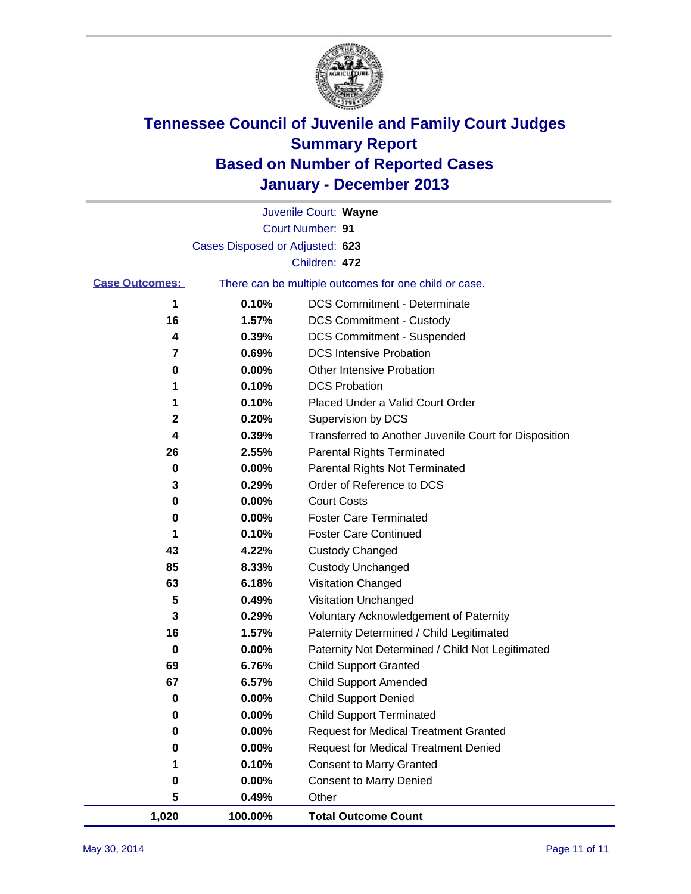# Tennessee Council of Juvenile and Family Court Judges
## Summary Report
## Based on Number of Reported Cases
## January - December 2013

Juvenile Court: **Wayne**
Court Number: **91**
Cases Disposed or Adjusted: **623**
Children: **472**

**Case Outcomes:** There can be multiple outcomes for one child or case.

| | | |
|---|---|---|
| 1 | 0.10% | DCS Commitment - Determinate |
| 16 | 1.57% | DCS Commitment - Custody |
| 4 | 0.39% | DCS Commitment - Suspended |
| 7 | 0.69% | DCS Intensive Probation |
| 0 | 0.00% | Other Intensive Probation |
| 1 | 0.10% | DCS Probation |
| 1 | 0.10% | Placed Under a Valid Court Order |
| 2 | 0.20% | Supervision by DCS |
| 4 | 0.39% | Transferred to Another Juvenile Court for Disposition |
| 26 | 2.55% | Parental Rights Terminated |
| 0 | 0.00% | Parental Rights Not Terminated |
| 3 | 0.29% | Order of Reference to DCS |
| 0 | 0.00% | Court Costs |
| 0 | 0.00% | Foster Care Terminated |
| 1 | 0.10% | Foster Care Continued |
| 43 | 4.22% | Custody Changed |
| 85 | 8.33% | Custody Unchanged |
| 63 | 6.18% | Visitation Changed |
| 5 | 0.49% | Visitation Unchanged |
| 3 | 0.29% | Voluntary Acknowledgement of Paternity |
| 16 | 1.57% | Paternity Determined / Child Legitimated |
| 0 | 0.00% | Paternity Not Determined / Child Not Legitimated |
| 69 | 6.76% | Child Support Granted |
| 67 | 6.57% | Child Support Amended |
| 0 | 0.00% | Child Support Denied |
| 0 | 0.00% | Child Support Terminated |
| 0 | 0.00% | Request for Medical Treatment Granted |
| 0 | 0.00% | Request for Medical Treatment Denied |
| 1 | 0.10% | Consent to Marry Granted |
| 0 | 0.00% | Consent to Marry Denied |
| 5 | 0.49% | Other |
| **1,020** | **100.00%** | **Total Outcome Count** |

May 30, 2014